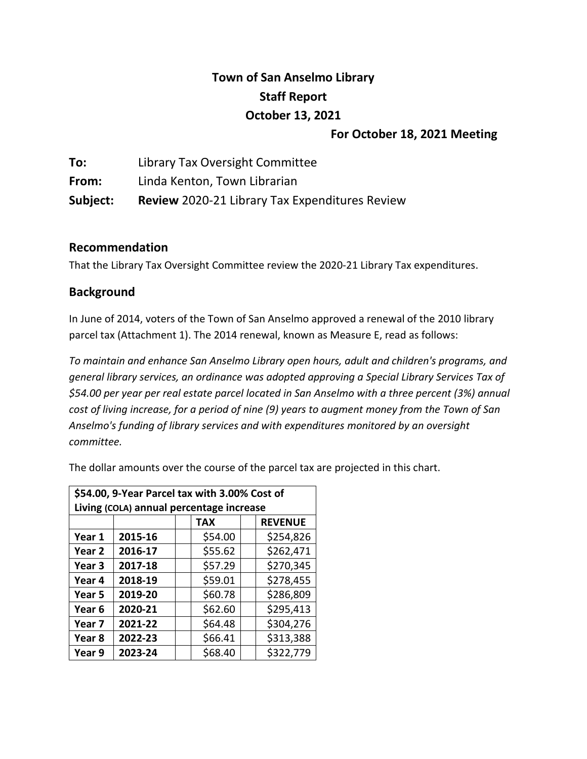# Town of San Anselmo Library
## Staff Report
## October 13, 2021
### For October 18, 2021 Meeting

**To:** Library Tax Oversight Committee

**From:** Linda Kenton, Town Librarian

**Subject:** **Review** 2020-21 Library Tax Expenditures Review

## Recommendation

That the Library Tax Oversight Committee review the 2020-21 Library Tax expenditures.

## Background

In June of 2014, voters of the Town of San Anselmo approved a renewal of the 2010 library parcel tax (Attachment 1). The 2014 renewal, known as Measure E, read as follows:

*To maintain and enhance San Anselmo Library open hours, adult and children's programs, and general library services, an ordinance was adopted approving a Special Library Services Tax of $54.00 per year per real estate parcel located in San Anselmo with a three percent (3%) annual cost of living increase, for a period of nine (9) years to augment money from the Town of San Anselmo's funding of library services and with expenditures monitored by an oversight committee.*

The dollar amounts over the course of the parcel tax are projected in this chart.

| **$54.00, 9-Year Parcel tax with 3.00% Cost of Living (COLA) annual percentage increase** | | | | | |
|---|---|---|---|---|---|
| | | | **TAX** | | **REVENUE** |
| **Year 1** | **2015-16** | | $54.00 | | $254,826 |
| **Year 2** | **2016-17** | | $55.62 | | $262,471 |
| **Year 3** | **2017-18** | | $57.29 | | $270,345 |
| **Year 4** | **2018-19** | | $59.01 | | $278,455 |
| **Year 5** | **2019-20** | | $60.78 | | $286,809 |
| **Year 6** | **2020-21** | | $62.60 | | $295,413 |
| **Year 7** | **2021-22** | | $64.48 | | $304,276 |
| **Year 8** | **2022-23** | | $66.41 | | $313,388 |
| **Year 9** | **2023-24** | | $68.40 | | $322,779 |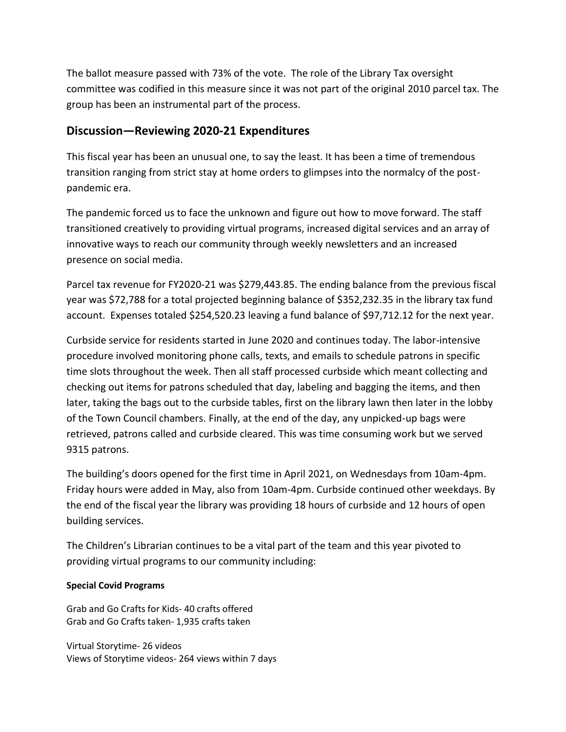The ballot measure passed with 73% of the vote. The role of the Library Tax oversight committee was codified in this measure since it was not part of the original 2010 parcel tax. The group has been an instrumental part of the process.

## Discussion—Reviewing 2020-21 Expenditures

This fiscal year has been an unusual one, to say the least. It has been a time of tremendous transition ranging from strict stay at home orders to glimpses into the normalcy of the post-pandemic era.

The pandemic forced us to face the unknown and figure out how to move forward. The staff transitioned creatively to providing virtual programs, increased digital services and an array of innovative ways to reach our community through weekly newsletters and an increased presence on social media.

Parcel tax revenue for FY2020-21 was $279,443.85. The ending balance from the previous fiscal year was $72,788 for a total projected beginning balance of $352,232.35 in the library tax fund account. Expenses totaled $254,520.23 leaving a fund balance of $97,712.12 for the next year.

Curbside service for residents started in June 2020 and continues today. The labor-intensive procedure involved monitoring phone calls, texts, and emails to schedule patrons in specific time slots throughout the week. Then all staff processed curbside which meant collecting and checking out items for patrons scheduled that day, labeling and bagging the items, and then later, taking the bags out to the curbside tables, first on the library lawn then later in the lobby of the Town Council chambers. Finally, at the end of the day, any unpicked-up bags were retrieved, patrons called and curbside cleared. This was time consuming work but we served 9315 patrons.

The building's doors opened for the first time in April 2021, on Wednesdays from 10am-4pm. Friday hours were added in May, also from 10am-4pm. Curbside continued other weekdays. By the end of the fiscal year the library was providing 18 hours of curbside and 12 hours of open building services.

The Children's Librarian continues to be a vital part of the team and this year pivoted to providing virtual programs to our community including:

**Special Covid Programs**

Grab and Go Crafts for Kids- 40 crafts offered
Grab and Go Crafts taken- 1,935 crafts taken

Virtual Storytime- 26 videos
Views of Storytime videos- 264 views within 7 days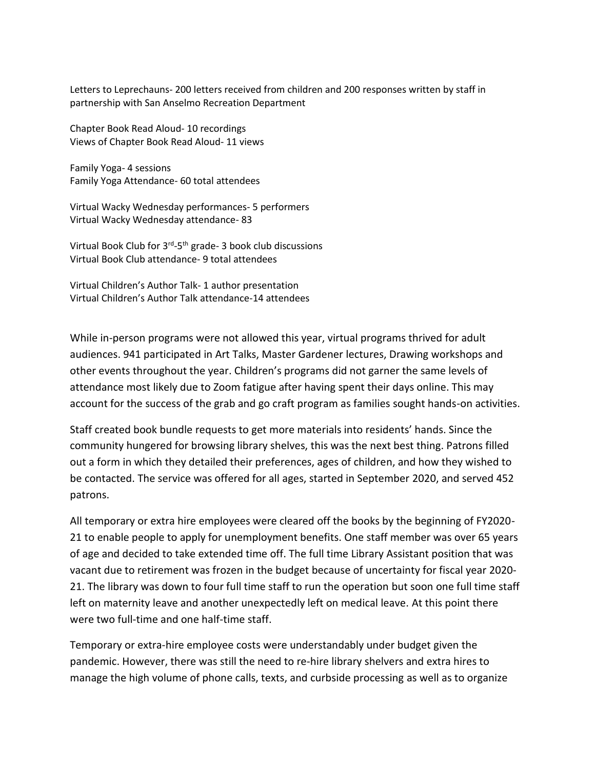Letters to Leprechauns- 200 letters received from children and 200 responses written by staff in partnership with San Anselmo Recreation Department

Chapter Book Read Aloud- 10 recordings
Views of Chapter Book Read Aloud- 11 views

Family Yoga- 4 sessions
Family Yoga Attendance- 60 total attendees

Virtual Wacky Wednesday performances- 5 performers
Virtual Wacky Wednesday attendance- 83

Virtual Book Club for 3rd-5th grade- 3 book club discussions
Virtual Book Club attendance- 9 total attendees

Virtual Children's Author Talk- 1 author presentation
Virtual Children's Author Talk attendance-14 attendees

While in-person programs were not allowed this year, virtual programs thrived for adult audiences. 941 participated in Art Talks, Master Gardener lectures, Drawing workshops and other events throughout the year. Children's programs did not garner the same levels of attendance most likely due to Zoom fatigue after having spent their days online. This may account for the success of the grab and go craft program as families sought hands-on activities.

Staff created book bundle requests to get more materials into residents' hands. Since the community hungered for browsing library shelves, this was the next best thing. Patrons filled out a form in which they detailed their preferences, ages of children, and how they wished to be contacted. The service was offered for all ages, started in September 2020, and served 452 patrons.

All temporary or extra hire employees were cleared off the books by the beginning of FY2020-21 to enable people to apply for unemployment benefits. One staff member was over 65 years of age and decided to take extended time off. The full time Library Assistant position that was vacant due to retirement was frozen in the budget because of uncertainty for fiscal year 2020-21. The library was down to four full time staff to run the operation but soon one full time staff left on maternity leave and another unexpectedly left on medical leave. At this point there were two full-time and one half-time staff.

Temporary or extra-hire employee costs were understandably under budget given the pandemic. However, there was still the need to re-hire library shelvers and extra hires to manage the high volume of phone calls, texts, and curbside processing as well as to organize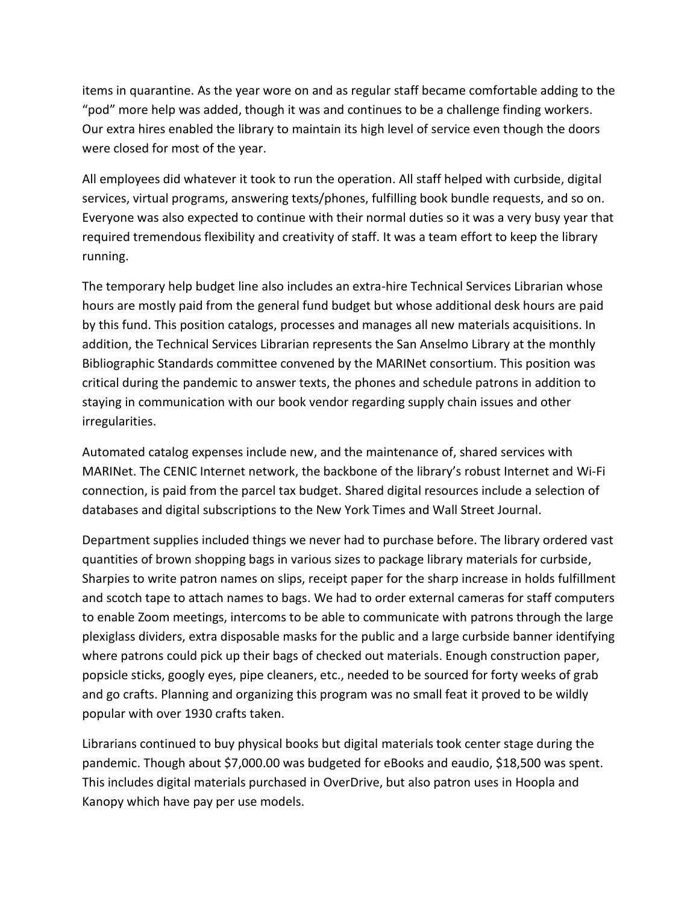items in quarantine. As the year wore on and as regular staff became comfortable adding to the "pod" more help was added, though it was and continues to be a challenge finding workers. Our extra hires enabled the library to maintain its high level of service even though the doors were closed for most of the year.

All employees did whatever it took to run the operation. All staff helped with curbside, digital services, virtual programs, answering texts/phones, fulfilling book bundle requests, and so on. Everyone was also expected to continue with their normal duties so it was a very busy year that required tremendous flexibility and creativity of staff. It was a team effort to keep the library running.

The temporary help budget line also includes an extra-hire Technical Services Librarian whose hours are mostly paid from the general fund budget but whose additional desk hours are paid by this fund. This position catalogs, processes and manages all new materials acquisitions. In addition, the Technical Services Librarian represents the San Anselmo Library at the monthly Bibliographic Standards committee convened by the MARINet consortium. This position was critical during the pandemic to answer texts, the phones and schedule patrons in addition to staying in communication with our book vendor regarding supply chain issues and other irregularities.

Automated catalog expenses include new, and the maintenance of, shared services with MARINet. The CENIC Internet network, the backbone of the library's robust Internet and Wi-Fi connection, is paid from the parcel tax budget. Shared digital resources include a selection of databases and digital subscriptions to the New York Times and Wall Street Journal.

Department supplies included things we never had to purchase before. The library ordered vast quantities of brown shopping bags in various sizes to package library materials for curbside, Sharpies to write patron names on slips, receipt paper for the sharp increase in holds fulfillment and scotch tape to attach names to bags. We had to order external cameras for staff computers to enable Zoom meetings, intercoms to be able to communicate with patrons through the large plexiglass dividers, extra disposable masks for the public and a large curbside banner identifying where patrons could pick up their bags of checked out materials. Enough construction paper, popsicle sticks, googly eyes, pipe cleaners, etc., needed to be sourced for forty weeks of grab and go crafts. Planning and organizing this program was no small feat it proved to be wildly popular with over 1930 crafts taken.

Librarians continued to buy physical books but digital materials took center stage during the pandemic. Though about $7,000.00 was budgeted for eBooks and eaudio, $18,500 was spent. This includes digital materials purchased in OverDrive, but also patron uses in Hoopla and Kanopy which have pay per use models.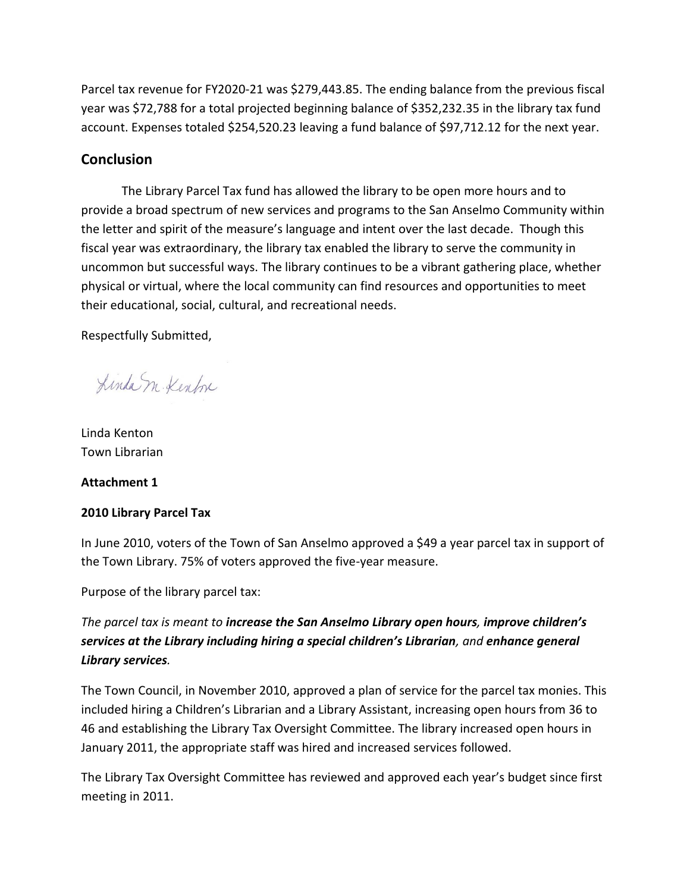Parcel tax revenue for FY2020-21 was $279,443.85. The ending balance from the previous fiscal year was $72,788 for a total projected beginning balance of $352,232.35 in the library tax fund account. Expenses totaled $254,520.23 leaving a fund balance of $97,712.12 for the next year.

## Conclusion

The Library Parcel Tax fund has allowed the library to be open more hours and to provide a broad spectrum of new services and programs to the San Anselmo Community within the letter and spirit of the measure's language and intent over the last decade. Though this fiscal year was extraordinary, the library tax enabled the library to serve the community in uncommon but successful ways. The library continues to be a vibrant gathering place, whether physical or virtual, where the local community can find resources and opportunities to meet their educational, social, cultural, and recreational needs.

Respectfully Submitted,

Linda M. Kenton

Linda Kenton
Town Librarian

**Attachment 1**

**2010 Library Parcel Tax**

In June 2010, voters of the Town of San Anselmo approved a $49 a year parcel tax in support of the Town Library. 75% of voters approved the five-year measure.

Purpose of the library parcel tax:

*The parcel tax is meant to* ***increase the San Anselmo Library open hours, improve children's services at the Library including hiring a special children's Librarian****, and* ***enhance general Library services****.*

The Town Council, in November 2010, approved a plan of service for the parcel tax monies. This included hiring a Children's Librarian and a Library Assistant, increasing open hours from 36 to 46 and establishing the Library Tax Oversight Committee. The library increased open hours in January 2011, the appropriate staff was hired and increased services followed.

The Library Tax Oversight Committee has reviewed and approved each year's budget since first meeting in 2011.